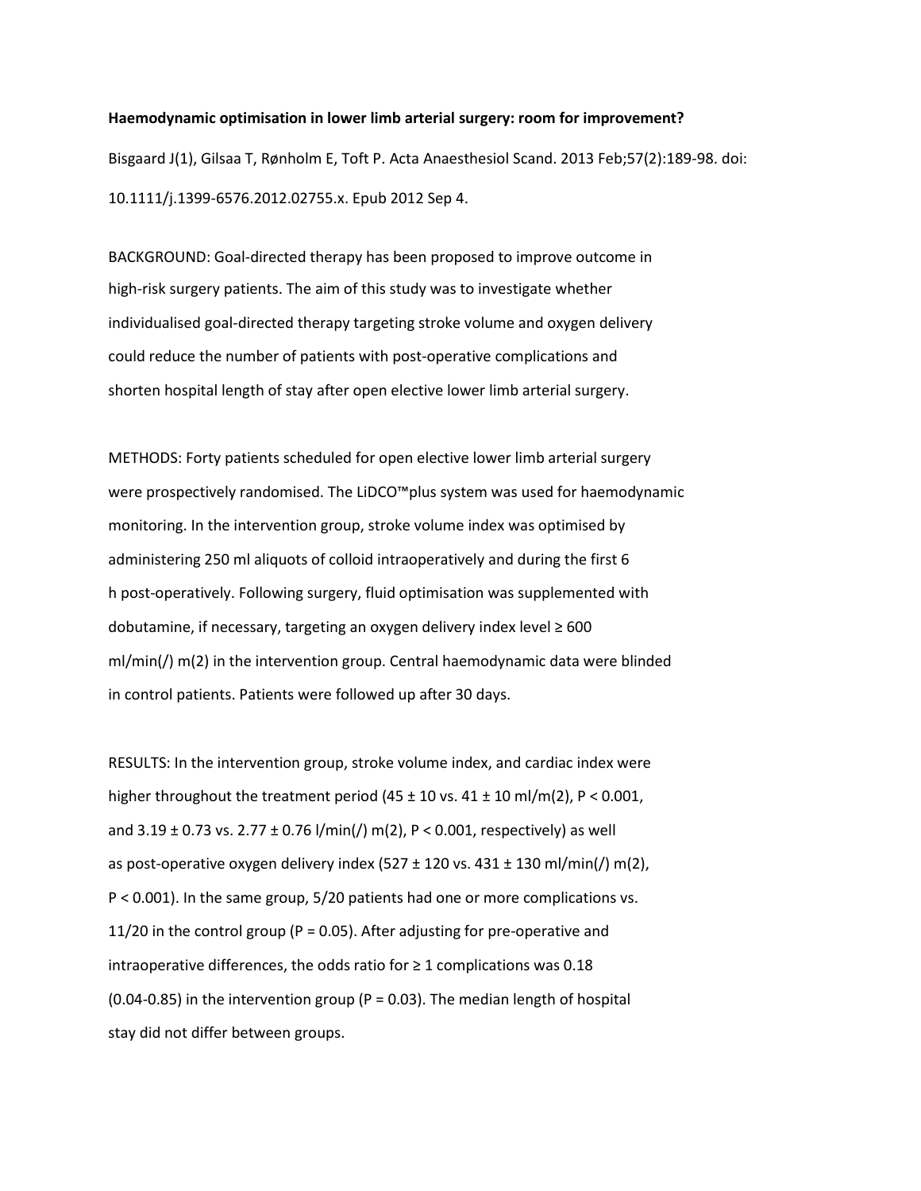**Haemodynamic optimisation in lower limb arterial surgery: room for improvement?**

Bisgaard J(1), Gilsaa T, Rønholm E, Toft P. Acta Anaesthesiol Scand. 2013 Feb;57(2):189-98. doi: 10.1111/j.1399-6576.2012.02755.x. Epub 2012 Sep 4.

BACKGROUND: Goal-directed therapy has been proposed to improve outcome in high-risk surgery patients. The aim of this study was to investigate whether individualised goal-directed therapy targeting stroke volume and oxygen delivery could reduce the number of patients with post-operative complications and shorten hospital length of stay after open elective lower limb arterial surgery.

METHODS: Forty patients scheduled for open elective lower limb arterial surgery were prospectively randomised. The LiDCO™plus system was used for haemodynamic monitoring. In the intervention group, stroke volume index was optimised by administering 250 ml aliquots of colloid intraoperatively and during the first 6 h post-operatively. Following surgery, fluid optimisation was supplemented with dobutamine, if necessary, targeting an oxygen delivery index level ≥ 600 ml/min(/) m(2) in the intervention group. Central haemodynamic data were blinded in control patients. Patients were followed up after 30 days.

RESULTS: In the intervention group, stroke volume index, and cardiac index were higher throughout the treatment period (45 ± 10 vs. 41 ± 10 ml/m(2), $P < 0.001$, and 3.19 ± 0.73 vs. 2.77 ± 0.76 l/min(/) m(2), $P < 0.001$, respectively) as well as post-operative oxygen delivery index (527 ± 120 vs. 431 ± 130 ml/min(/) m(2), $P < 0.001$). In the same group, 5/20 patients had one or more complications vs. 11/20 in the control group ($P = 0.05$). After adjusting for pre-operative and intraoperative differences, the odds ratio for ≥ 1 complications was 0.18 (0.04-0.85) in the intervention group ($P = 0.03$). The median length of hospital stay did not differ between groups.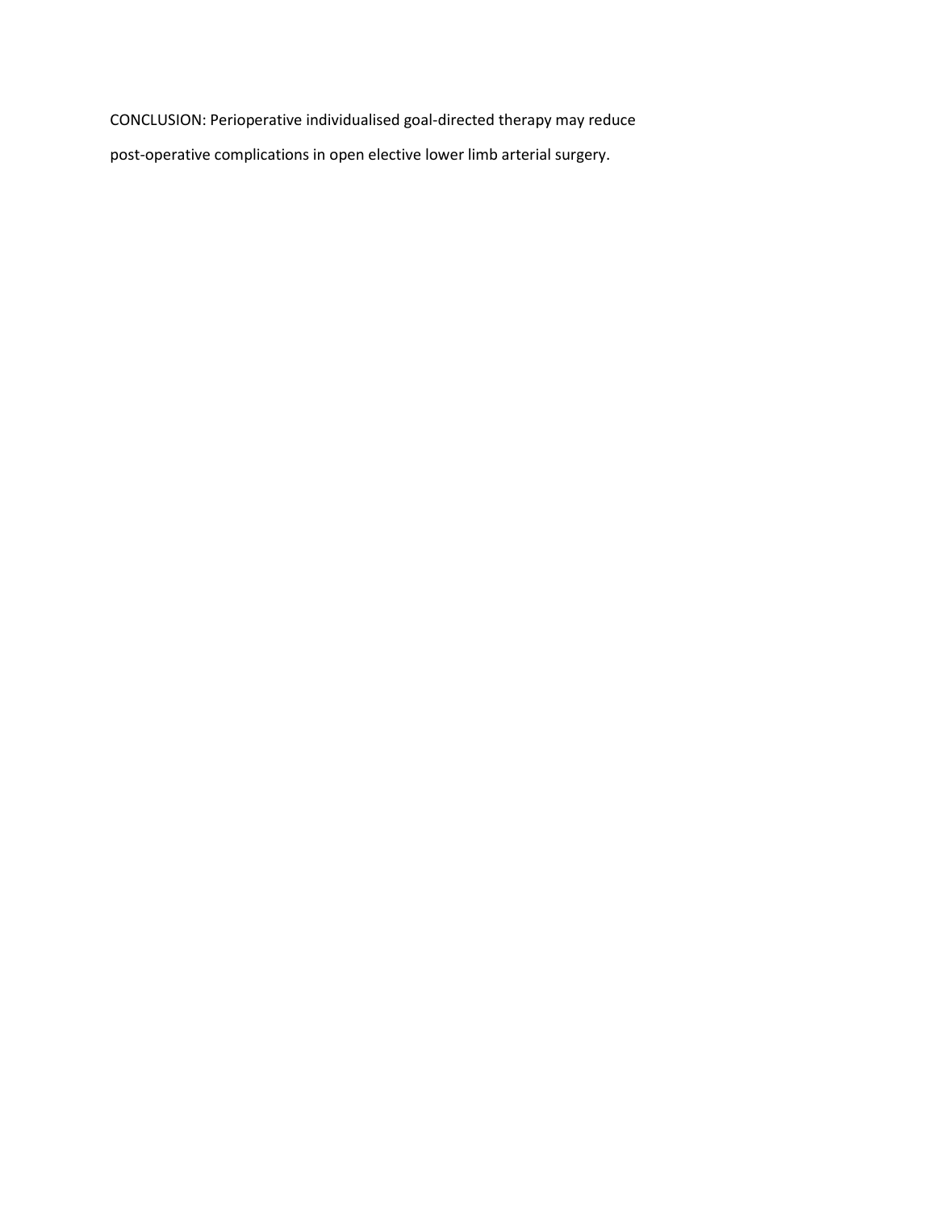CONCLUSION: Perioperative individualised goal-directed therapy may reduce post-operative complications in open elective lower limb arterial surgery.